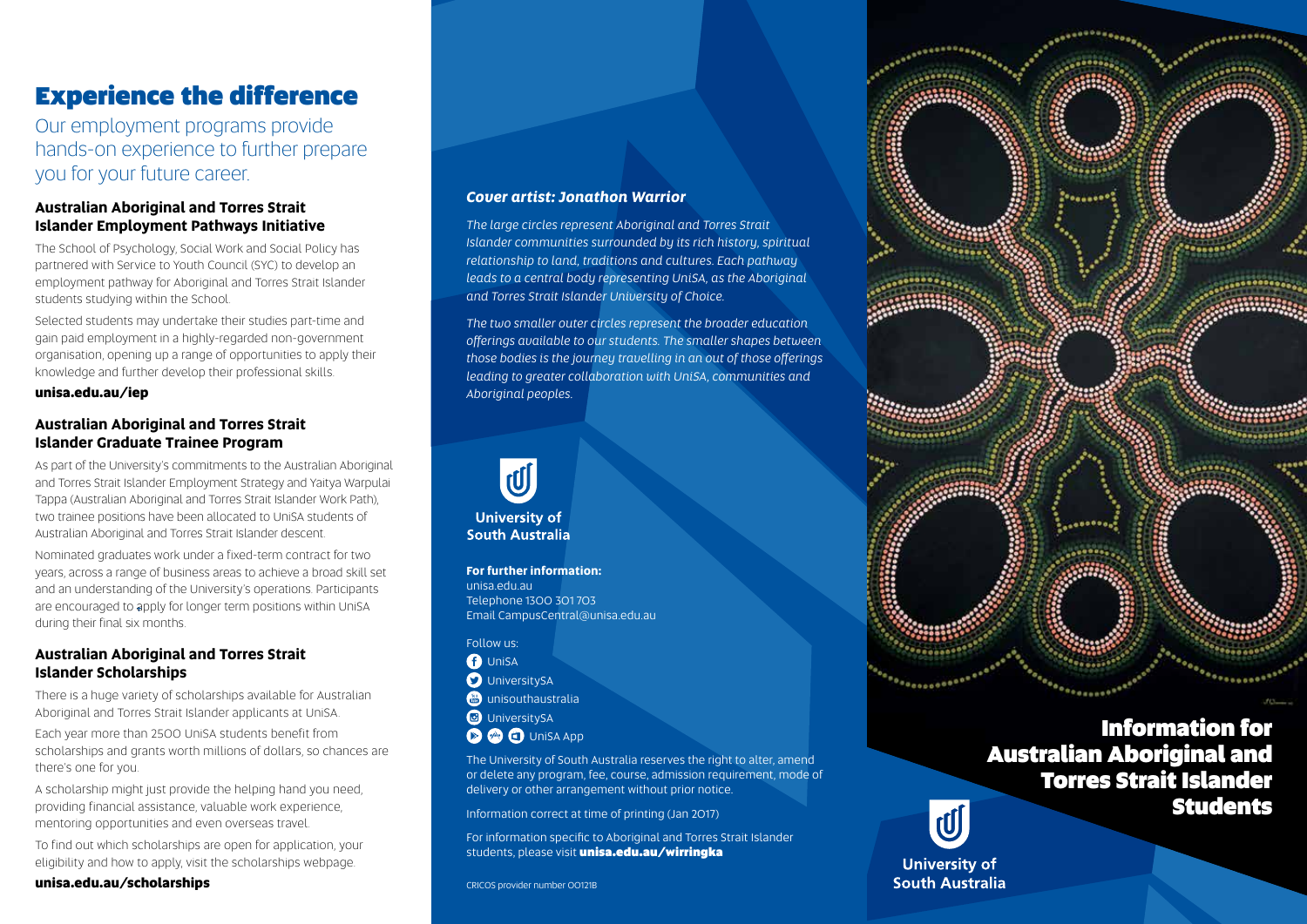# Experience the difference

Our employment programs provide hands-on experience to further prepare you for your future career.

### Australian Aboriginal and Torres Strait Islander Employment Pathways Initiative

The School of Psychology, Social Work and Social Policy has partnered with Service to Youth Council (SYC) to develop an employment pathway for Aboriginal and Torres Strait Islander students studying within the School.

Selected students may undertake their studies part-time and gain paid employment in a highly-regarded non-government organisation, opening up a range of opportunities to apply their knowledge and further develop their professional skills.

**unisa.edu.au/iep**

### Australian Aboriginal and Torres Strait Islander Graduate Trainee Program

As part of the University's commitments to the Australian Aboriginal and Torres Strait Islander Employment Strategy and Yaitya Warpulai Tappa (Australian Aboriginal and Torres Strait Islander Work Path), two trainee positions have been allocated to UniSA students of Australian Aboriginal and Torres Strait Islander descent.

Nominated graduates work under a fixed-term contract for two years, across a range of business areas to achieve a broad skill set and an understanding of the University's operations. Participants are encouraged to apply for longer term positions within UniSA during their final six months.

### Australian Aboriginal and Torres Strait Islander Scholarships

There is a huge variety of scholarships available for Australian Aboriginal and Torres Strait Islander applicants at UniSA.

Each year more than 2500 UniSA students benefit from scholarships and grants worth millions of dollars, so chances are there's one for you.

A scholarship might just provide the helping hand you need, providing financial assistance, valuable work experience, mentoring opportunities and even overseas travel.

To find out which scholarships are open for application, your eligibility and how to apply, visit the scholarships webpage.

**unisa.edu.au/scholarships**

***Cover artist: Jonathon Warrior***

*The large circles represent Aboriginal and Torres Strait Islander communities surrounded by its rich history, spiritual relationship to land, traditions and cultures. Each pathway leads to a central body representing UniSA, as the Aboriginal and Torres Strait Islander University of Choice.*

*The two smaller outer circles represent the broader education offerings available to our students. The smaller shapes between those bodies is the journey travelling in an out of those offerings leading to greater collaboration with UniSA, communities and Aboriginal peoples.*

**University of South Australia**

**For further information:**
unisa.edu.au
Telephone 1300 301 703
Email CampusCentral@unisa.edu.au

Follow us:
- UniSA
- UniversitySA
- unisouthaustralia
- UniversitySA
- UniSA App

The University of South Australia reserves the right to alter, amend or delete any program, fee, course, admission requirement, mode of delivery or other arrangement without prior notice.

Information correct at time of printing (Jan 2017)

For information specific to Aboriginal and Torres Strait Islander students, please visit **unisa.edu.au/wirringka**

CRICOS provider number 00121B

# Information for Australian Aboriginal and Torres Strait Islander Students

**University of South Australia**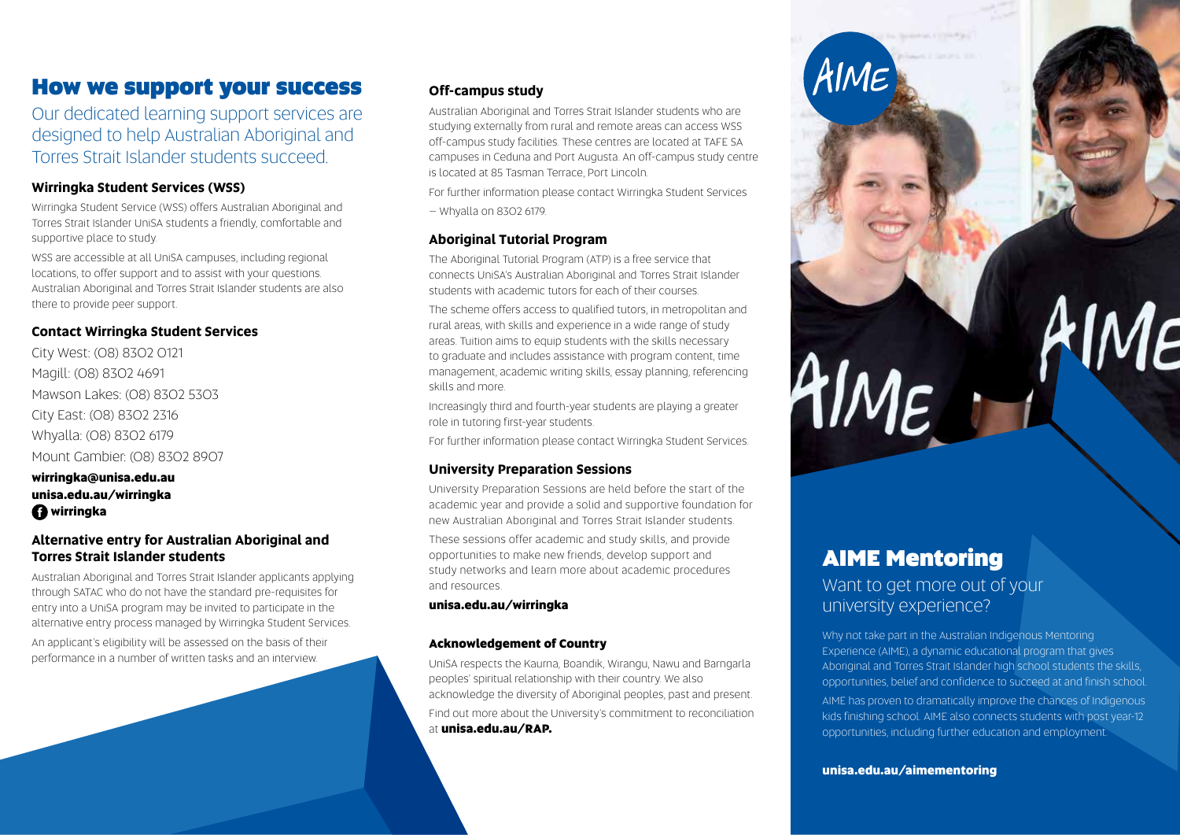# How we support your success

Our dedicated learning support services are designed to help Australian Aboriginal and Torres Strait Islander students succeed.

### Wirringka Student Services (WSS)

Wirringka Student Service (WSS) offers Australian Aboriginal and Torres Strait Islander UniSA students a friendly, comfortable and supportive place to study.

WSS are accessible at all UniSA campuses, including regional locations, to offer support and to assist with your questions. Australian Aboriginal and Torres Strait Islander students are also there to provide peer support.

### Contact Wirringka Student Services

City West: (08) 8302 0121
Magill: (08) 8302 4691
Mawson Lakes: (08) 8302 5303
City East: (08) 8302 2316
Whyalla: (08) 8302 6179
Mount Gambier: (08) 8302 8907

**wirringka@unisa.edu.au**
**unisa.edu.au/wirringka**
**wirringka**

### Alternative entry for Australian Aboriginal and Torres Strait Islander students

Australian Aboriginal and Torres Strait Islander applicants applying through SATAC who do not have the standard pre-requisites for entry into a UniSA program may be invited to participate in the alternative entry process managed by Wirringka Student Services.

An applicant's eligibility will be assessed on the basis of their performance in a number of written tasks and an interview.

### Off-campus study

Australian Aboriginal and Torres Strait Islander students who are studying externally from rural and remote areas can access WSS off-campus study facilities. These centres are located at TAFE SA campuses in Ceduna and Port Augusta. An off-campus study centre is located at 85 Tasman Terrace, Port Lincoln.

For further information please contact Wirringka Student Services – Whyalla on 8302 6179.

### Aboriginal Tutorial Program

The Aboriginal Tutorial Program (ATP) is a free service that connects UniSA's Australian Aboriginal and Torres Strait Islander students with academic tutors for each of their courses.

The scheme offers access to qualified tutors, in metropolitan and rural areas, with skills and experience in a wide range of study areas. Tuition aims to equip students with the skills necessary to graduate and includes assistance with program content, time management, academic writing skills, essay planning, referencing skills and more.

Increasingly third and fourth-year students are playing a greater role in tutoring first-year students.

For further information please contact Wirringka Student Services.

### University Preparation Sessions

University Preparation Sessions are held before the start of the academic year and provide a solid and supportive foundation for new Australian Aboriginal and Torres Strait Islander students.

These sessions offer academic and study skills, and provide opportunities to make new friends, develop support and study networks and learn more about academic procedures and resources.

**unisa.edu.au/wirringka**

### Acknowledgement of Country

UniSA respects the Kaurna, Boandik, Wirangu, Nawu and Barngarla peoples' spiritual relationship with their country. We also acknowledge the diversity of Aboriginal peoples, past and present.

Find out more about the University's commitment to reconciliation at **unisa.edu.au/RAP.**

## AIME Mentoring

Want to get more out of your university experience?

Why not take part in the Australian Indigenous Mentoring Experience (AIME), a dynamic educational program that gives Aboriginal and Torres Strait Islander high school students the skills, opportunities, belief and confidence to succeed at and finish school.

AIME has proven to dramatically improve the chances of Indigenous kids finishing school. AIME also connects students with post year-12 opportunities, including further education and employment.

**unisa.edu.au/aimementoring**